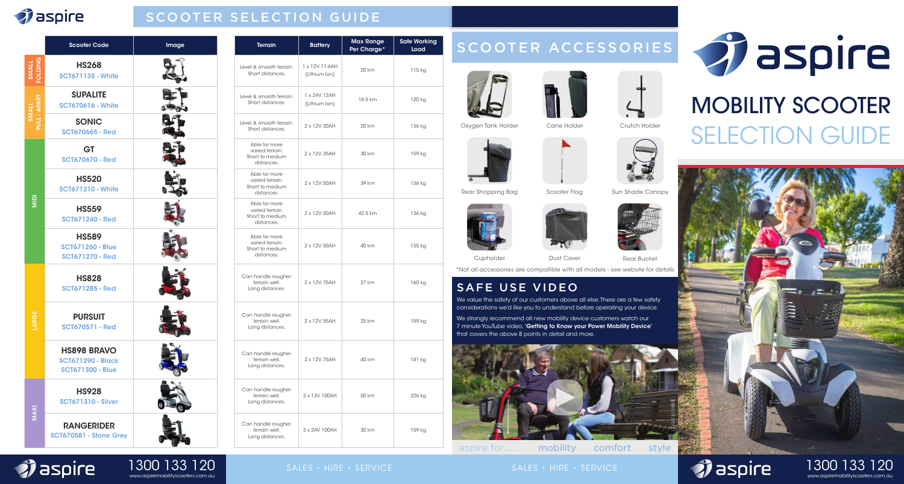# SCOOTER SELECTION GUIDE

| | Scooter Code | Image | Terrain | Battery | Max Range Per Charge* | Safe Working Load |
|---|---|---|---|---|---|---|
| SMALL FOLDING | **HS268** SCT671135 - White | | Level & smooth terrain. Short distances. | 1 x 12V. 11.6AH (Lithium Ion) | 20 km | 115 kg |
| SMALL PULL - APART | **SUPALITE** SCT670616 - White | | Level & smooth terrain. Short distances. | 1 x 24V. 12AH (Lithium Ion) | 18.5 km | 120 kg |
| SMALL PULL - APART | **SONIC** SCT670665 - Red | | Level & smooth terrain. Short distances. | 2 x 12V. 20AH | 20 km | 136 kg |
| MIDI | **GT** SCT670670 - Red | | Able for more varied terrain. Short to medium distances. | 2 x 12V. 35AH | 30 km | 159 kg |
| MIDI | **HS520** SCT671210 - White | | Able for more varied terrain. Short to medium distances. | 2 x 12V. 50AH | 39 km | 136 kg |
| MIDI | **HS559** SCT671240 - Red | | Able for more varied terrain. Short to medium distances. | 2 x 12V. 50AH | 42.5 km | 136 kg |
| MIDI | **HS589** SCT671260 - Blue SCT671270 - Red | | Able for more varied terrain. Short to medium distances. | 2 x 12V. 50AH | 40 km | 135 kg |
| LARGE | **HS828** SCT671285 - Red | | Can handle rougher terrain well. Long distances. | 2 x 12V. 75AH | 27 km | 160 kg |
| LARGE | **PURSUIT** SCT670571 - Red | | Can handle rougher terrain well. Long distances. | 2 x 12V. 55AH | 25 km | 159 kg |
| LARGE | **HS898 BRAVO** SCT671290 - Black SCT671300 - Blue | | Can handle rougher terrain well. Long distances. | 2 x 12V. 75AH | 40 km | 181 kg |
| MAXI | **HS928** SCT671310 - Silver | | Can handle rougher terrain well. Long distances. | 2 x 12V. 100AH | 50 km | 226 kg |
| MAXI | **RANGERIDER** SCT670581 - Stone Grey | | Can handle rougher terrain well. Long distances. | 2 x 24V. 100AH | 30 km | 159 kg |

1300 133 120
www.aspiremobilityscooters.com.au

SALES • HIRE • SERVICE

## SCOOTER ACCESSORIES

Oxygen Tank Holder

Cane Holder

Crutch Holder

Rear Shopping Bag

Scooter Flag

Sun Shade Canopy

Cupholder

Dust Cover

Rear Bucket

*Not all accessories are compatible with all models - see website for details

## SAFE USE VIDEO

We value the safety of our customers above all else. There are a few safety considerations we'd like you to understand before operating your device.

We strongly recommend all new mobility device customers watch our 7 minute YouTube video, '**Getting to Know your Power Mobility Device**' that covers the above 8 points in detail and more.

aspire for...... mobility comfort style

SALES • HIRE • SERVICE

# aspire

# MOBILITY SCOOTER SELECTION GUIDE

1300 133 120
www.aspiremobilityscooters.com.au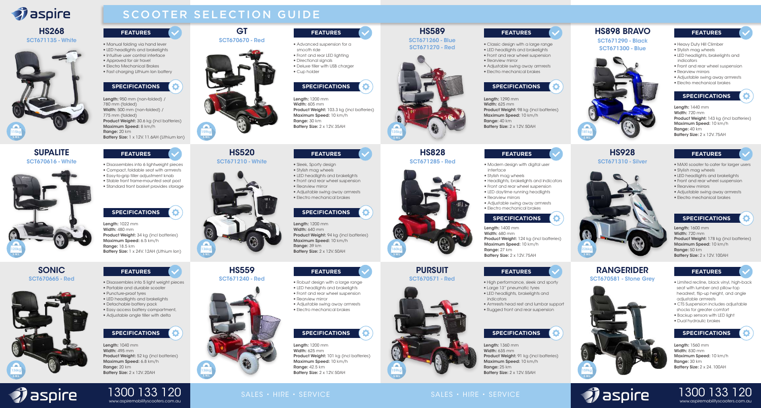# SCOOTER SELECTION GUIDE

## HS268
SCT671135 - White

115kg S.W.L

### FEATURES

- Manual folding via hand lever
- LED headlights and brakelights
- Intuitive user control interface
- Approved for air travel
- Electro Mechanical Brakes
- Fast charging Lithium Ion battery

### SPECIFICATIONS

**Length:** 950 mm (non-folded) / 780 mm (folded)
**Width:** 500 mm (non-folded) / 775 mm (folded)
**Product Weight:** 30.6 kg (incl batteries)
**Maximum Speed:** 8 km/h
**Range:** 20 km
**Battery Size:** 1 x 12V.11.6AH (Lithium Ion)

## GT
SCT670670 - Red

159kg S.W.L

### FEATURES

- Advanced suspension for a smooth ride
- Front and rear LED lighting
- Directional signals
- Deluxe tiller with USB charger
- Cup holder

### SPECIFICATIONS

**Length:** 1200 mm
**Width:** 605 mm
**Product Weight:** 103.3 kg (incl batteries)
**Maximum Speed:** 10 km/h
**Range:** 30 km
**Battery Size:** 2 x 12V. 35AH

## HS589
SCT671260 - Blue
SCT671270 - Red

135kg S.W.L

### FEATURES

- Classic design with a large range
- LED headlights and brakelights
- Front and rear wheel suspension
- Rearview mirror
- Adjustable swing away armrests
- Electro mechanical brakes

### SPECIFICATIONS

**Length:** 1290 mm
**Width:** 625 mm
**Product Weight:** 98 kg (incl batteries)
**Maximum Speed:** 10 km/h
**Range:** 40 km
**Battery Size:** 2 x 12V. 50AH

## HS898 BRAVO
SCT671290 - Black
SCT671300 - Blue

181kg S.W.L

### FEATURES

- Heavy Duty Hill Climber
- Stylish mag wheels
- LED headlights, brakelights and indicators
- Front and rear wheel suspension
- Rearview mirrors
- Adjustable swing away armrests
- Electro mechanical brakes

### SPECIFICATIONS

**Length:** 1440 mm
**Width:** 720 mm
**Product Weight:** 143 kg (incl batteries)
**Maximum Speed:** 10 km/h
**Range:** 40 km
**Battery Size:** 2 x 12V. 75AH

## SUPALITE
SCT670616 - White

120kg S.W.L

### FEATURES

- Disassembles into 6 lightweight pieces
- Compact, foldable seat with armrests
- Easy-to-grip tiller adjustment knob
- Stable front frame-mounted seat post
- Standard front basket provides storage

### SPECIFICATIONS

**Length:** 1022 mm
**Width:** 480 mm
**Product Weight:** 34 kg (incl batteries)
**Maximum Speed:** 6.5 km/h
**Range:** 18.5 km
**Battery Size:** 1 x 24V.12AH (Lithium Ion)

## HS520
SCT671210 - White

136kg S.W.L

### FEATURES

- Sleek, Sporty design
- Stylish mag wheels
- LED headlights and brakelights
- Front and rear wheel suspension
- Rearview mirror
- Adjustable swing away armrests
- Electro mechanical brakes

### SPECIFICATIONS

**Length:** 1200 mm
**Width:** 640 mm
**Product Weight:** 94 kg (incl batteries)
**Maximum Speed:** 10 km/h
**Range:** 39 km
**Battery Size:** 2 x 12V. 50AH

## HS828
SCT671285 - Red

160kg S.W.L

### FEATURES

- Modern design with digital user interface
- Stylish mag wheels
- Headlights, brakelights and indicators
- Front and rear wheel suspension
- LED daytime running headlights
- Rearview mirrors
- Adjustable swing away armrests
- Electro mechanical brakes

### SPECIFICATIONS

**Length:** 1400 mm
**Width:** 680 mm
**Product Weight:** 124 kg (incl batteries)
**Maximum Speed:** 10 km/h
**Range:** 27 km
**Battery Size:** 2 x 12V. 75AH

## HS928
SCT671310 - Silver

226kg S.W.L

### FEATURES

- MAXI scooter to cater for larger users
- Stylish mag wheels
- LED headlights and brakelights
- Front and rear wheel suspension
- Rearview mirrors
- Adjustable swing away armrests
- Electro mechanical brakes

### SPECIFICATIONS

**Length:** 1600 mm
**Width:** 720 mm
**Product Weight:** 178 kg (incl batteries)
**Maximum Speed:** 10 km/h
**Range:** 50 km
**Battery Size:** 2 x 12V. 100AH

## SONIC
SCT670665 - Red

136kg S.W.L

### FEATURES

- Disassembles into 5 light weight pieces
- Portable and durable scooter
- Puncture-proof tyres
- LED headlights and brakelights
- Detachable battery pack
- Easy access battery compartment.
- Adjustable angle tiller with delta

### SPECIFICATIONS

**Length:** 1040 mm
**Width:** 495 mm
**Product Weight:** 52 kg (incl batteries)
**Maximum Speed:** 6.8 km/h
**Range:** 20 km
**Battery Size:** 2 x 12V. 20AH

## HS559
SCT671240 - Red

136kg S.W.L

### FEATURES

- Robust design with a large range
- LED headlights and brakelights
- Front and rear wheel suspension
- Rearview mirror
- Adjustable swing away armrests
- Electro mechanical brakes

### SPECIFICATIONS

**Length:** 1200 mm
**Width:** 625 mm
**Product Weight:** 101 kg (incl batteries)
**Maximum Speed:** 10 km/h
**Range:** 42.5 km
**Battery Size:** 2 x 12V. 50AH

## PURSUIT
SCT670571 - Red

159kg S.W.L

### FEATURES

- High performance, sleek and sporty
- Large 13" pneumatic tyres
- LED headlights, brakelights and indicators
- Armrests head rest and lumbar support
- Rugged front and rear suspension

### SPECIFICATIONS

**Length:** 1360 mm
**Width:** 635 mm
**Product Weight:** 91 kg (incl batteries)
**Maximum Speed:** 10 km/h
**Range:** 25 km
**Battery Size:** 2 x 12V. 55AH

## RANGERIDER
SCT670581 - Stone Grey

159kg S.W.L

### FEATURES

- Limited recline, black vinyl, high-back seat with lumber and pillow-top headrest, flip-up height, and angle adjustable armrests
- CTS Suspension includes adjustable shocks for greater comfort
- Backup sensors with LED light
- Dual hydraulic brakes

### SPECIFICATIONS

**Length:** 1560 mm
**Width:** 830 mm
**Maximum Speed:** 10 km/h
**Range:** 30 km
**Battery Size:** 2 x 24. 100AH

1300 133 120
www.aspiremobilityscooters.com.au

SALES • HIRE • SERVICE